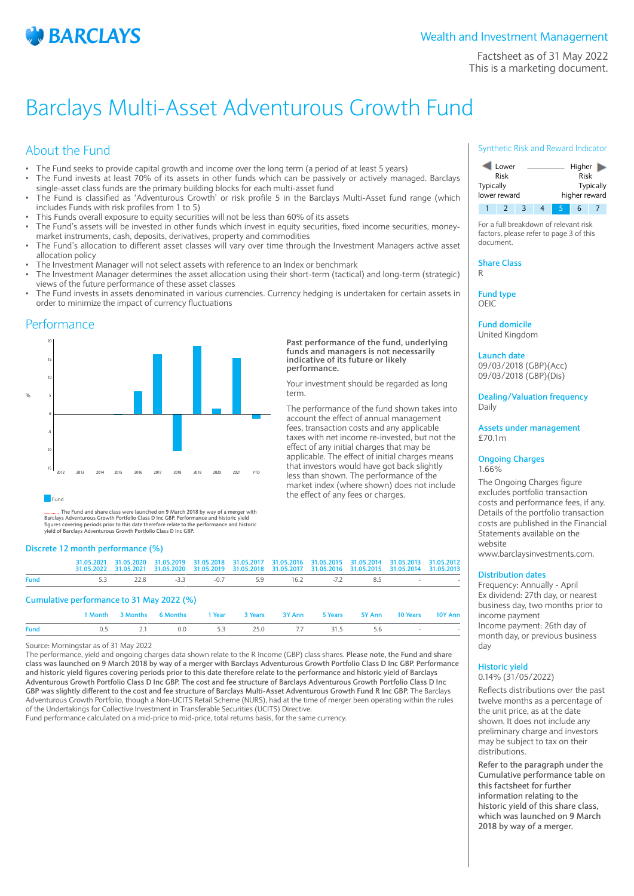# Barclays Multi-Asset Adventurous Growth Fund

Wealth and Investment Management

Factsheet as of 31 May 2022
This is a marketing document.

## About the Fund

- The Fund seeks to provide capital growth and income over the long term (a period of at least 5 years)
- The Fund invests at least 70% of its assets in other funds which can be passively or actively managed. Barclays single-asset class funds are the primary building blocks for each multi-asset fund
- The Fund is classified as 'Adventurous Growth' or risk profile 5 in the Barclays Multi-Asset fund range (which includes Funds with risk profiles from 1 to 5)
- This Funds overall exposure to equity securities will not be less than 60% of its assets
- The Fund's assets will be invested in other funds which invest in equity securities, fixed income securities, money-market instruments, cash, deposits, derivatives, property and commodities
- The Fund's allocation to different asset classes will vary over time through the Investment Managers active asset allocation policy
- The Investment Manager will not select assets with reference to an Index or benchmark
- The Investment Manager determines the asset allocation using their short-term (tactical) and long-term (strategic) views of the future performance of these asset classes
- The Fund invests in assets denominated in various currencies. Currency hedging is undertaken for certain assets in order to minimize the impact of currency fluctuations

## Performance

Fund

........... The Fund and share class were launched on 9 March 2018 by way of a merger with Barclays Adventurous Growth Portfolio Class D Inc GBP. Performance and historic yield figures covering periods prior to this date therefore relate to the performance and historic yield of Barclays Adventurous Growth Portfolio Class D Inc GBP.

**Past performance of the fund, underlying funds and managers is not necessarily indicative of its future or likely performance.**

Your investment should be regarded as long term.

The performance of the fund shown takes into account the effect of annual management fees, transaction costs and any applicable taxes with net income re-invested, but not the effect of any initial charges that may be applicable. The effect of initial charges means that investors would have got back slightly less than shown. The performance of the market index (where shown) does not include the effect of any fees or charges.

### Discrete 12 month performance (%)

| | 31.05.2021 31.05.2022 | 31.05.2020 31.05.2021 | 31.05.2019 31.05.2020 | 31.05.2018 31.05.2019 | 31.05.2017 31.05.2018 | 31.05.2016 31.05.2017 | 31.05.2015 31.05.2016 | 31.05.2014 31.05.2015 | 31.05.2013 31.05.2014 | 31.05.2012 31.05.2013 |
|---|---|---|---|---|---|---|---|---|---|---|
| Fund | 5.3 | 22.8 | -3.3 | -0.7 | 5.9 | 16.2 | -7.2 | 8.5 | - | - |

### Cumulative performance to 31 May 2022 (%)

| | 1 Month | 3 Months | 6 Months | 1 Year | 3 Years | 3Y Ann | 5 Years | 5Y Ann | 10 Years | 10Y Ann |
|---|---|---|---|---|---|---|---|---|---|---|
| Fund | 0.5 | 2.1 | 0.0 | 5.3 | 25.0 | 7.7 | 31.5 | 5.6 | - | - |

Source: Morningstar as of 31 May 2022
The performance, yield and ongoing charges data shown relate to the R Income (GBP) class shares. **Please note, the Fund and share class was launched on 9 March 2018 by way of a merger with Barclays Adventurous Growth Portfolio Class D Inc GBP. Performance and historic yield figures covering periods prior to this date therefore relate to the performance and historic yield of Barclays Adventurous Growth Portfolio Class D Inc GBP. The cost and fee structure of Barclays Adventurous Growth Portfolio Class D Inc GBP was slightly different to the cost and fee structure of Barclays Multi-Asset Adventurous Growth Fund R Inc GBP.** The Barclays Adventurous Growth Portfolio, though a Non-UCITS Retail Scheme (NURS), had at the time of merger been operating within the rules of the Undertakings for Collective Investment in Transferable Securities (UCITS) Directive.
Fund performance calculated on a mid-price to mid-price, total returns basis, for the same currency.

### Synthetic Risk and Reward Indicator

Lower Risk — Typically lower reward | Higher Risk — Typically higher reward

1 | 2 | 3 | 4 | **5** | 6 | 7

For a full breakdown of relevant risk factors, please refer to page 3 of this document.

**Share Class**
R

**Fund type**
OEIC

**Fund domicile**
United Kingdom

**Launch date**
09/03/2018 (GBP)(Acc)
09/03/2018 (GBP)(Dis)

**Dealing/Valuation frequency**
Daily

**Assets under management**
£70.1m

**Ongoing Charges**
1.66%

The Ongoing Charges figure excludes portfolio transaction costs and performance fees, if any. Details of the portfolio transaction costs are published in the Financial Statements available on the website www.barclaysinvestments.com.

**Distribution dates**
Frequency: Annually - April
Ex dividend: 27th day, or nearest business day, two months prior to income payment
Income payment: 26th day of month day, or previous business day

**Historic yield**
0.14% (31/05/2022)

Reflects distributions over the past twelve months as a percentage of the unit price, as at the date shown. It does not include any preliminary charge and investors may be subject to tax on their distributions.

**Refer to the paragraph under the Cumulative performance table on this factsheet for further information relating to the historic yield of this share class, which was launched on 9 March 2018 by way of a merger.**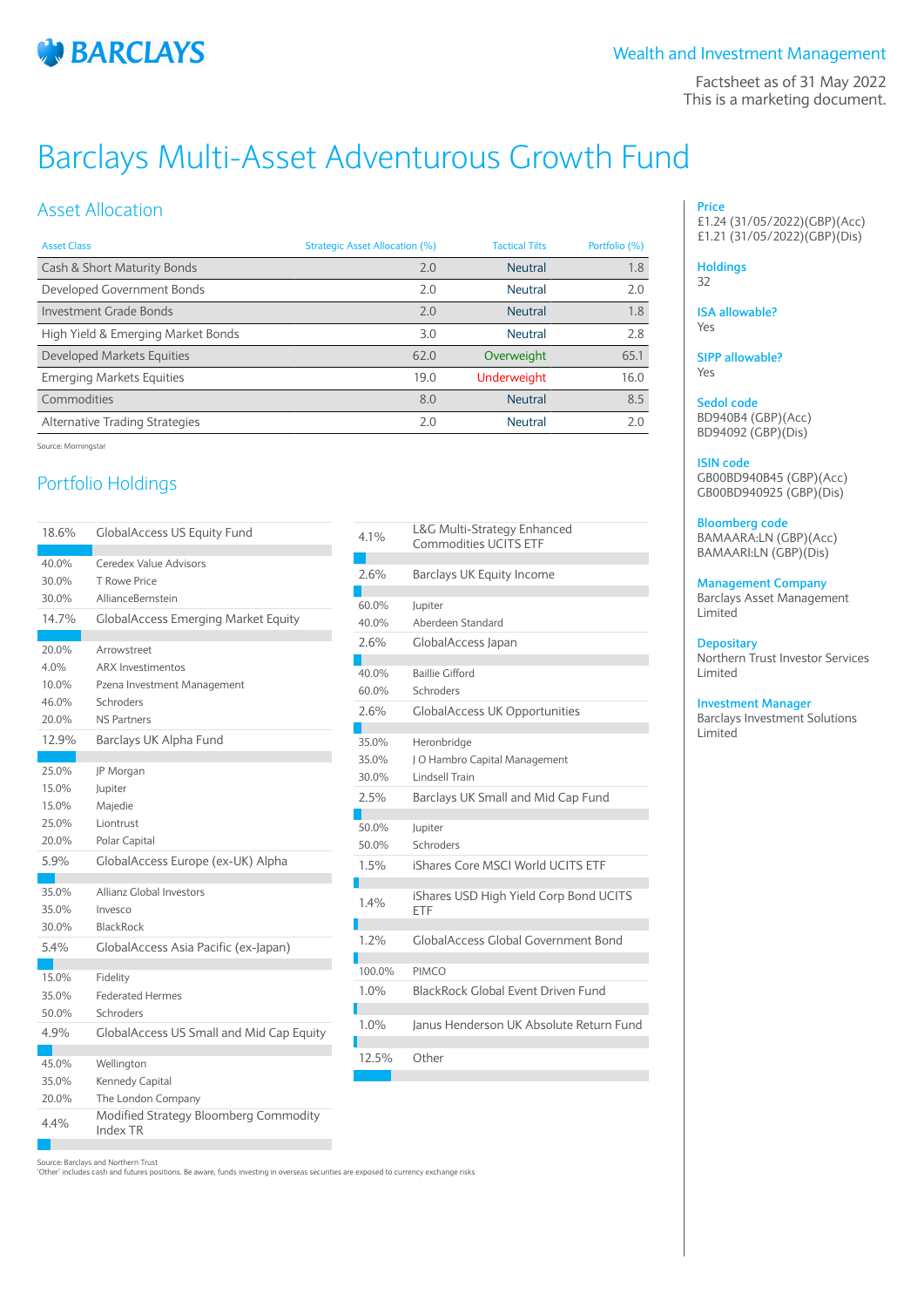**BARCLAYS**

Wealth and Investment Management

Factsheet as of 31 May 2022
This is a marketing document.

# Barclays Multi-Asset Adventurous Growth Fund

## Asset Allocation

| Asset Class | Strategic Asset Allocation (%) | Tactical Tilts | Portfolio (%) |
|---|---|---|---|
| Cash & Short Maturity Bonds | 2.0 | Neutral | 1.8 |
| Developed Government Bonds | 2.0 | Neutral | 2.0 |
| Investment Grade Bonds | 2.0 | Neutral | 1.8 |
| High Yield & Emerging Market Bonds | 3.0 | Neutral | 2.8 |
| Developed Markets Equities | 62.0 | Overweight | 65.1 |
| Emerging Markets Equities | 19.0 | Underweight | 16.0 |
| Commodities | 8.0 | Neutral | 8.5 |
| Alternative Trading Strategies | 2.0 | Neutral | 2.0 |

Source: Morningstar

## Portfolio Holdings

| % | Holding |
|---|---|
| 18.6% | GlobalAccess US Equity Fund |
| 40.0% | Ceredex Value Advisors |
| 30.0% | T Rowe Price |
| 30.0% | AllianceBernstein |
| 14.7% | GlobalAccess Emerging Market Equity |
| 20.0% | Arrowstreet |
| 4.0% | ARX Investimentos |
| 10.0% | Pzena Investment Management |
| 46.0% | Schroders |
| 20.0% | NS Partners |
| 12.9% | Barclays UK Alpha Fund |
| 25.0% | JP Morgan |
| 15.0% | Jupiter |
| 15.0% | Majedie |
| 25.0% | Liontrust |
| 20.0% | Polar Capital |
| 5.9% | GlobalAccess Europe (ex-UK) Alpha |
| 35.0% | Allianz Global Investors |
| 35.0% | Invesco |
| 30.0% | BlackRock |
| 5.4% | GlobalAccess Asia Pacific (ex-Japan) |
| 15.0% | Fidelity |
| 35.0% | Federated Hermes |
| 50.0% | Schroders |
| 4.9% | GlobalAccess US Small and Mid Cap Equity |
| 45.0% | Wellington |
| 35.0% | Kennedy Capital |
| 20.0% | The London Company |
| 4.4% | Modified Strategy Bloomberg Commodity Index TR |
| 4.1% | L&G Multi-Strategy Enhanced Commodities UCITS ETF |
| 2.6% | Barclays UK Equity Income |
| 60.0% | Jupiter |
| 40.0% | Aberdeen Standard |
| 2.6% | GlobalAccess Japan |
| 40.0% | Baillie Gifford |
| 60.0% | Schroders |
| 2.6% | GlobalAccess UK Opportunities |
| 35.0% | Heronbridge |
| 35.0% | J O Hambro Capital Management |
| 30.0% | Lindsell Train |
| 2.5% | Barclays UK Small and Mid Cap Fund |
| 50.0% | Jupiter |
| 50.0% | Schroders |
| 1.5% | iShares Core MSCI World UCITS ETF |
| 1.4% | iShares USD High Yield Corp Bond UCITS ETF |
| 1.2% | GlobalAccess Global Government Bond |
| 100.0% | PIMCO |
| 1.0% | BlackRock Global Event Driven Fund |
| 1.0% | Janus Henderson UK Absolute Return Fund |
| 12.5% | Other |

Source: Barclays and Northern Trust
'Other' includes cash and futures positions. Be aware, funds investing in overseas securities are exposed to currency exchange risks

**Price**
£1.24 (31/05/2022)(GBP)(Acc)
£1.21 (31/05/2022)(GBP)(Dis)

**Holdings**
32

**ISA allowable?**
Yes

**SIPP allowable?**
Yes

**Sedol code**
BD940B4 (GBP)(Acc)
BD94092 (GBP)(Dis)

**ISIN code**
GB00BD940B45 (GBP)(Acc)
GB00BD940925 (GBP)(Dis)

**Bloomberg code**
BAMAARA:LN (GBP)(Acc)
BAMAARI:LN (GBP)(Dis)

**Management Company**
Barclays Asset Management Limited

**Depositary**
Northern Trust Investor Services Limited

**Investment Manager**
Barclays Investment Solutions Limited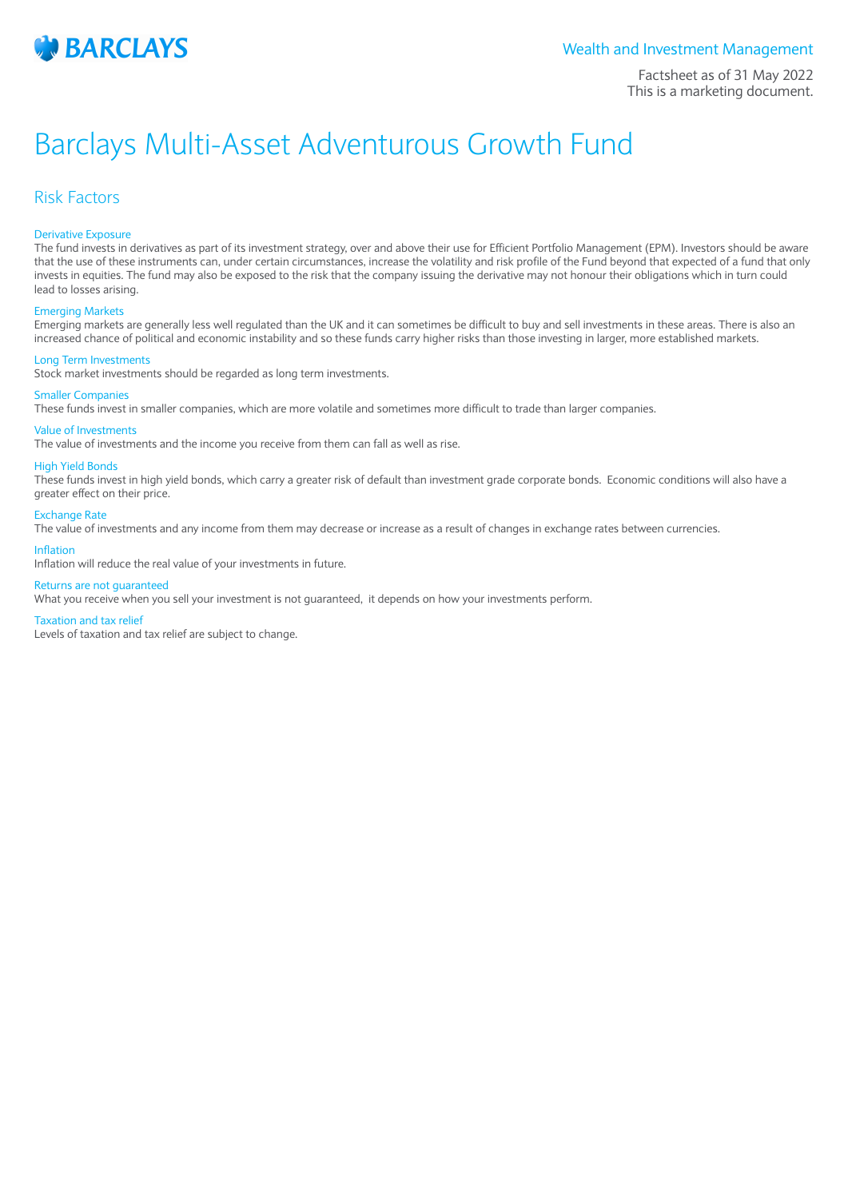Wealth and Investment Management

Factsheet as of 31 May 2022
This is a marketing document.

# Barclays Multi-Asset Adventurous Growth Fund

## Risk Factors

### Derivative Exposure

The fund invests in derivatives as part of its investment strategy, over and above their use for Efficient Portfolio Management (EPM). Investors should be aware that the use of these instruments can, under certain circumstances, increase the volatility and risk profile of the Fund beyond that expected of a fund that only invests in equities. The fund may also be exposed to the risk that the company issuing the derivative may not honour their obligations which in turn could lead to losses arising.

### Emerging Markets

Emerging markets are generally less well regulated than the UK and it can sometimes be difficult to buy and sell investments in these areas. There is also an increased chance of political and economic instability and so these funds carry higher risks than those investing in larger, more established markets.

### Long Term Investments

Stock market investments should be regarded as long term investments.

### Smaller Companies

These funds invest in smaller companies, which are more volatile and sometimes more difficult to trade than larger companies.

### Value of Investments

The value of investments and the income you receive from them can fall as well as rise.

### High Yield Bonds

These funds invest in high yield bonds, which carry a greater risk of default than investment grade corporate bonds. Economic conditions will also have a greater effect on their price.

### Exchange Rate

The value of investments and any income from them may decrease or increase as a result of changes in exchange rates between currencies.

### Inflation

Inflation will reduce the real value of your investments in future.

### Returns are not guaranteed

What you receive when you sell your investment is not guaranteed, it depends on how your investments perform.

### Taxation and tax relief

Levels of taxation and tax relief are subject to change.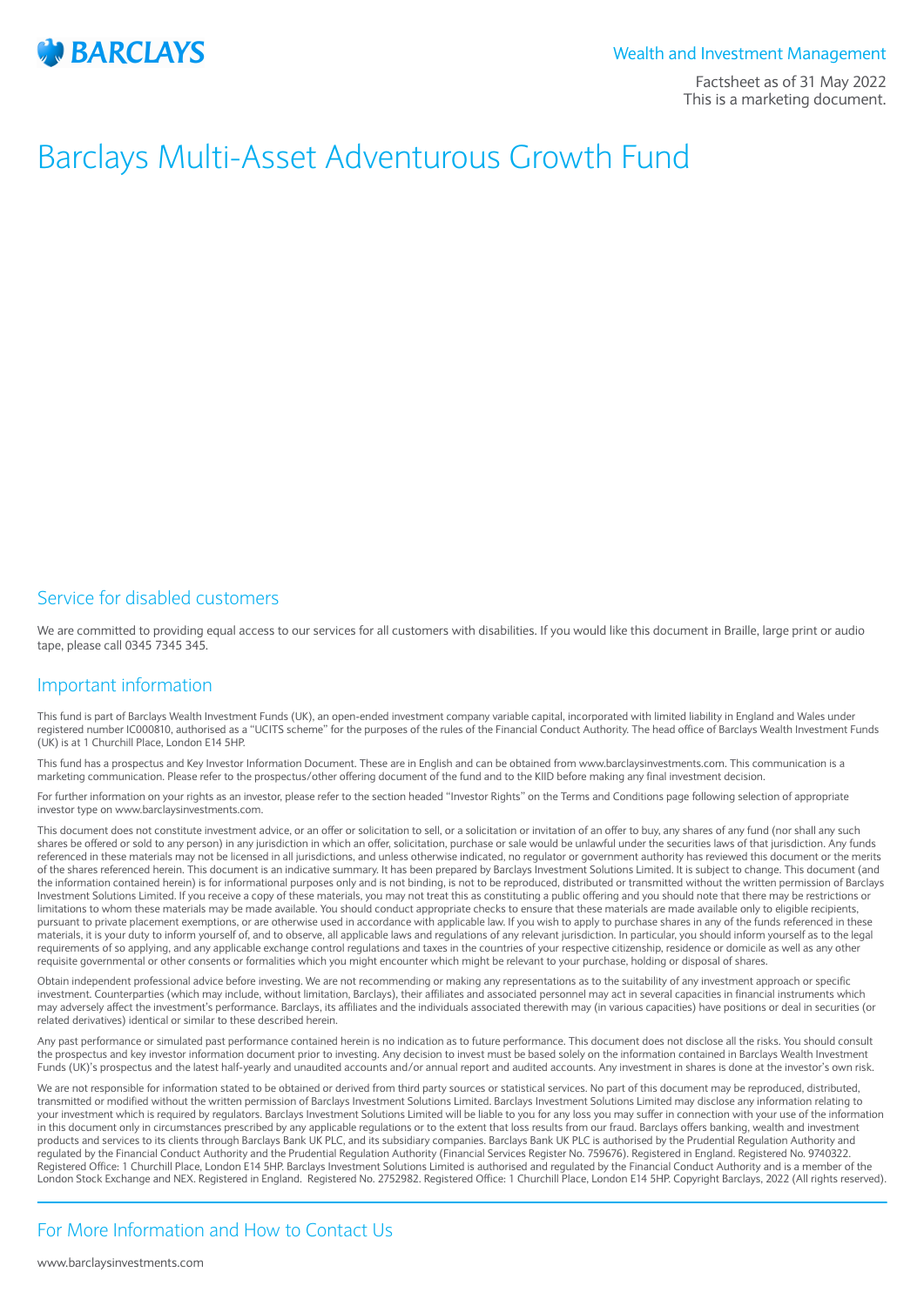# Barclays Multi-Asset Adventurous Growth Fund

Wealth and Investment Management

Factsheet as of 31 May 2022
This is a marketing document.

## Service for disabled customers

We are committed to providing equal access to our services for all customers with disabilities. If you would like this document in Braille, large print or audio tape, please call 0345 7345 345.

## Important information

This fund is part of Barclays Wealth Investment Funds (UK), an open-ended investment company variable capital, incorporated with limited liability in England and Wales under registered number IC000810, authorised as a "UCITS scheme" for the purposes of the rules of the Financial Conduct Authority. The head office of Barclays Wealth Investment Funds (UK) is at 1 Churchill Place, London E14 5HP.

This fund has a prospectus and Key Investor Information Document. These are in English and can be obtained from www.barclaysinvestments.com. This communication is a marketing communication. Please refer to the prospectus/other offering document of the fund and to the KIID before making any final investment decision.

For further information on your rights as an investor, please refer to the section headed "Investor Rights" on the Terms and Conditions page following selection of appropriate investor type on www.barclaysinvestments.com.

This document does not constitute investment advice, or an offer or solicitation to sell, or a solicitation or invitation of an offer to buy, any shares of any fund (nor shall any such shares be offered or sold to any person) in any jurisdiction in which an offer, solicitation, purchase or sale would be unlawful under the securities laws of that jurisdiction. Any funds referenced in these materials may not be licensed in all jurisdictions, and unless otherwise indicated, no regulator or government authority has reviewed this document or the merits of the shares referenced herein. This document is an indicative summary. It has been prepared by Barclays Investment Solutions Limited. It is subject to change. This document (and the information contained herein) is for informational purposes only and is not binding, is not to be reproduced, distributed or transmitted without the written permission of Barclays Investment Solutions Limited. If you receive a copy of these materials, you may not treat this as constituting a public offering and you should note that there may be restrictions or limitations to whom these materials may be made available. You should conduct appropriate checks to ensure that these materials are made available only to eligible recipients, pursuant to private placement exemptions, or are otherwise used in accordance with applicable law. If you wish to apply to purchase shares in any of the funds referenced in these materials, it is your duty to inform yourself of, and to observe, all applicable laws and regulations of any relevant jurisdiction. In particular, you should inform yourself as to the legal requirements of so applying, and any applicable exchange control regulations and taxes in the countries of your respective citizenship, residence or domicile as well as any other requisite governmental or other consents or formalities which you might encounter which might be relevant to your purchase, holding or disposal of shares.

Obtain independent professional advice before investing. We are not recommending or making any representations as to the suitability of any investment approach or specific investment. Counterparties (which may include, without limitation, Barclays), their affiliates and associated personnel may act in several capacities in financial instruments which may adversely affect the investment's performance. Barclays, its affiliates and the individuals associated therewith may (in various capacities) have positions or deal in securities (or related derivatives) identical or similar to these described herein.

Any past performance or simulated past performance contained herein is no indication as to future performance. This document does not disclose all the risks. You should consult the prospectus and key investor information document prior to investing. Any decision to invest must be based solely on the information contained in Barclays Wealth Investment Funds (UK)'s prospectus and the latest half-yearly and unaudited accounts and/or annual report and audited accounts. Any investment in shares is done at the investor's own risk.

We are not responsible for information stated to be obtained or derived from third party sources or statistical services. No part of this document may be reproduced, distributed, transmitted or modified without the written permission of Barclays Investment Solutions Limited. Barclays Investment Solutions Limited may disclose any information relating to your investment which is required by regulators. Barclays Investment Solutions Limited will be liable to you for any loss you may suffer in connection with your use of the information in this document only in circumstances prescribed by any applicable regulations or to the extent that loss results from our fraud. Barclays offers banking, wealth and investment products and services to its clients through Barclays Bank UK PLC, and its subsidiary companies. Barclays Bank UK PLC is authorised by the Prudential Regulation Authority and regulated by the Financial Conduct Authority and the Prudential Regulation Authority (Financial Services Register No. 759676). Registered in England. Registered No. 9740322. Registered Office: 1 Churchill Place, London E14 5HP. Barclays Investment Solutions Limited is authorised and regulated by the Financial Conduct Authority and is a member of the London Stock Exchange and NEX. Registered in England. Registered No. 2752982. Registered Office: 1 Churchill Place, London E14 5HP. Copyright Barclays, 2022 (All rights reserved).

## For More Information and How to Contact Us

www.barclaysinvestments.com